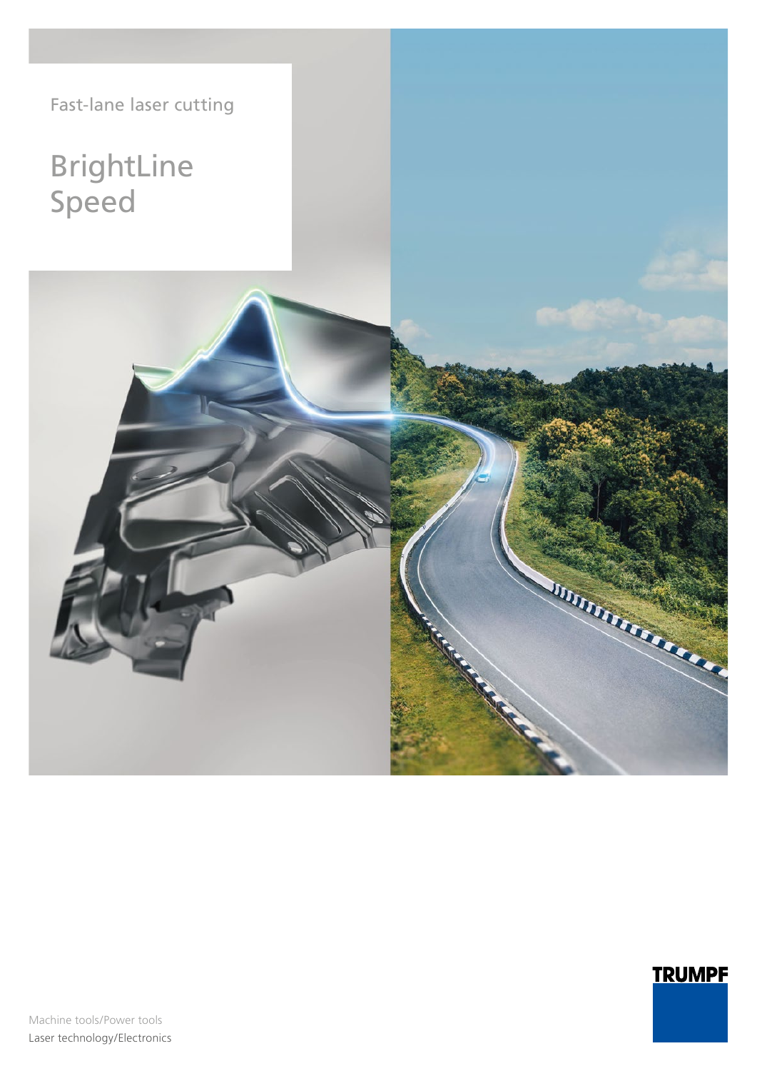Fast-lane laser cutting

# BrightLine Speed

TRUMPF

Machine tools/Power tools
Laser technology/Electronics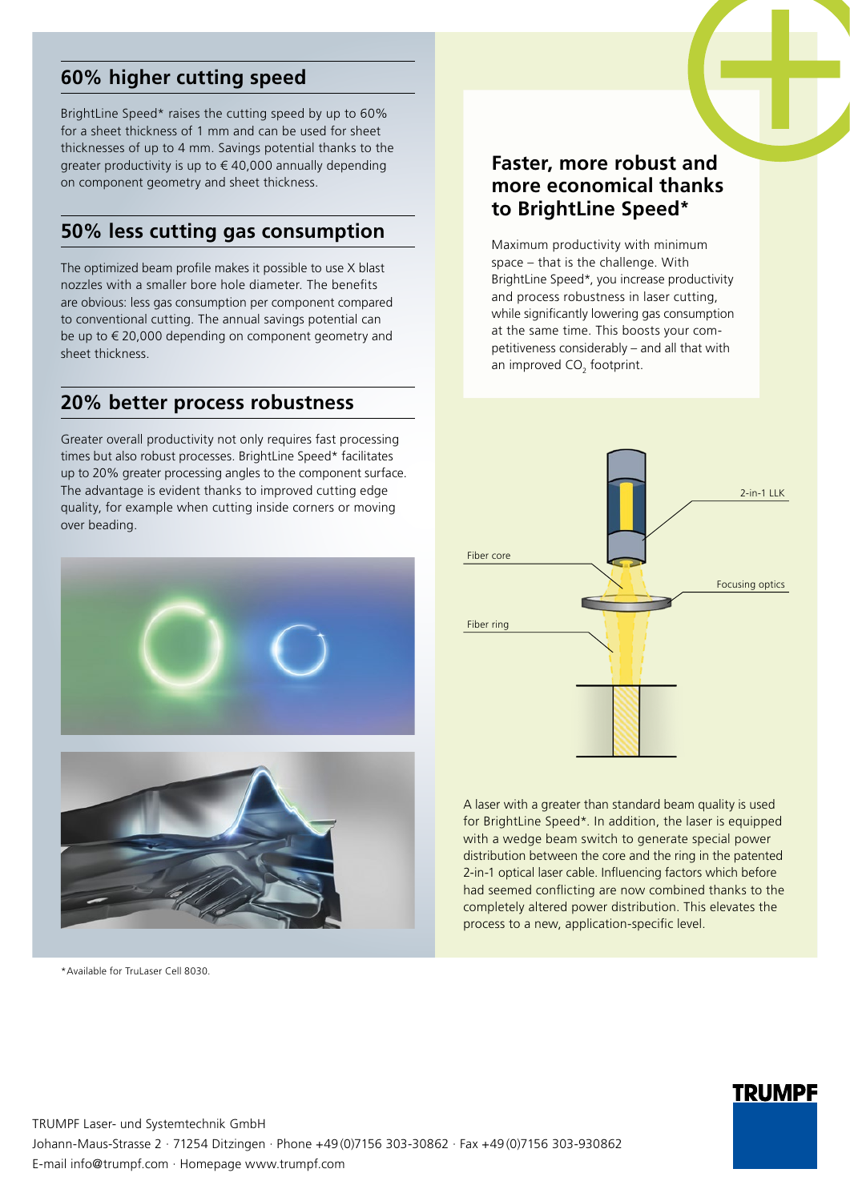## 60% higher cutting speed

BrightLine Speed* raises the cutting speed by up to 60% for a sheet thickness of 1 mm and can be used for sheet thicknesses of up to 4 mm. Savings potential thanks to the greater productivity is up to € 40,000 annually depending on component geometry and sheet thickness.

## 50% less cutting gas consumption

The optimized beam profile makes it possible to use X blast nozzles with a smaller bore hole diameter. The benefits are obvious: less gas consumption per component compared to conventional cutting. The annual savings potential can be up to € 20,000 depending on component geometry and sheet thickness.

## 20% better process robustness

Greater overall productivity not only requires fast processing times but also robust processes. BrightLine Speed* facilitates up to 20% greater processing angles to the component surface. The advantage is evident thanks to improved cutting edge quality, for example when cutting inside corners or moving over beading.

## Faster, more robust and more economical thanks to BrightLine Speed*

Maximum productivity with minimum space – that is the challenge. With BrightLine Speed*, you increase productivity and process robustness in laser cutting, while significantly lowering gas consumption at the same time. This boosts your competitiveness considerably – and all that with an improved $CO_2$ footprint.

2-in-1 LLK

Fiber core

Focusing optics

Fiber ring

A laser with a greater than standard beam quality is used for BrightLine Speed*. In addition, the laser is equipped with a wedge beam switch to generate special power distribution between the core and the ring in the patented 2-in-1 optical laser cable. Influencing factors which before had seemed conflicting are now combined thanks to the completely altered power distribution. This elevates the process to a new, application-specific level.

*Available for TruLaser Cell 8030.

TRUMPF Laser- und Systemtechnik GmbH
Johann-Maus-Strasse 2 · 71254 Ditzingen · Phone +49 (0)7156 303-30862 · Fax +49 (0)7156 303-930862
E-mail info@trumpf.com · Homepage www.trumpf.com

TRUMPF